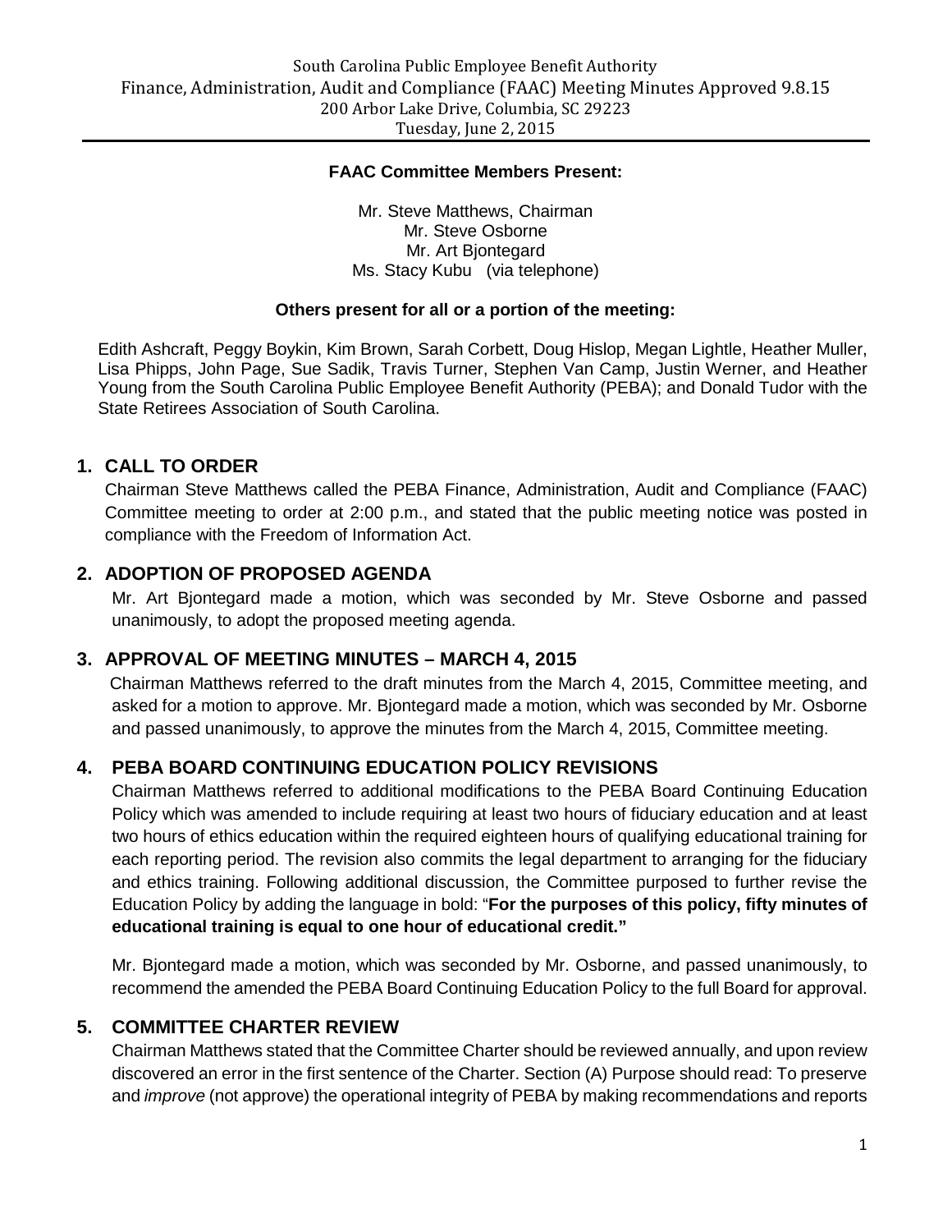South Carolina Public Employee Benefit Authority
Finance, Administration, Audit and Compliance (FAAC) Meeting Minutes Approved 9.8.15
200 Arbor Lake Drive, Columbia, SC 29223
Tuesday, June 2, 2015

**FAAC Committee Members Present:**

Mr. Steve Matthews, Chairman
Mr. Steve Osborne
Mr. Art Bjontegard
Ms. Stacy Kubu (via telephone)

**Others present for all or a portion of the meeting:**

Edith Ashcraft, Peggy Boykin, Kim Brown, Sarah Corbett, Doug Hislop, Megan Lightle, Heather Muller, Lisa Phipps, John Page, Sue Sadik, Travis Turner, Stephen Van Camp, Justin Werner, and Heather Young from the South Carolina Public Employee Benefit Authority (PEBA); and Donald Tudor with the State Retirees Association of South Carolina.

## 1. CALL TO ORDER

Chairman Steve Matthews called the PEBA Finance, Administration, Audit and Compliance (FAAC) Committee meeting to order at 2:00 p.m., and stated that the public meeting notice was posted in compliance with the Freedom of Information Act.

## 2. ADOPTION OF PROPOSED AGENDA

Mr. Art Bjontegard made a motion, which was seconded by Mr. Steve Osborne and passed unanimously, to adopt the proposed meeting agenda.

## 3. APPROVAL OF MEETING MINUTES – MARCH 4, 2015

Chairman Matthews referred to the draft minutes from the March 4, 2015, Committee meeting, and asked for a motion to approve. Mr. Bjontegard made a motion, which was seconded by Mr. Osborne and passed unanimously, to approve the minutes from the March 4, 2015, Committee meeting.

## 4. PEBA BOARD CONTINUING EDUCATION POLICY REVISIONS

Chairman Matthews referred to additional modifications to the PEBA Board Continuing Education Policy which was amended to include requiring at least two hours of fiduciary education and at least two hours of ethics education within the required eighteen hours of qualifying educational training for each reporting period. The revision also commits the legal department to arranging for the fiduciary and ethics training. Following additional discussion, the Committee purposed to further revise the Education Policy by adding the language in bold: "**For the purposes of this policy, fifty minutes of educational training is equal to one hour of educational credit."**

Mr. Bjontegard made a motion, which was seconded by Mr. Osborne, and passed unanimously, to recommend the amended the PEBA Board Continuing Education Policy to the full Board for approval.

## 5. COMMITTEE CHARTER REVIEW

Chairman Matthews stated that the Committee Charter should be reviewed annually, and upon review discovered an error in the first sentence of the Charter. Section (A) Purpose should read: To preserve and *improve* (not approve) the operational integrity of PEBA by making recommendations and reports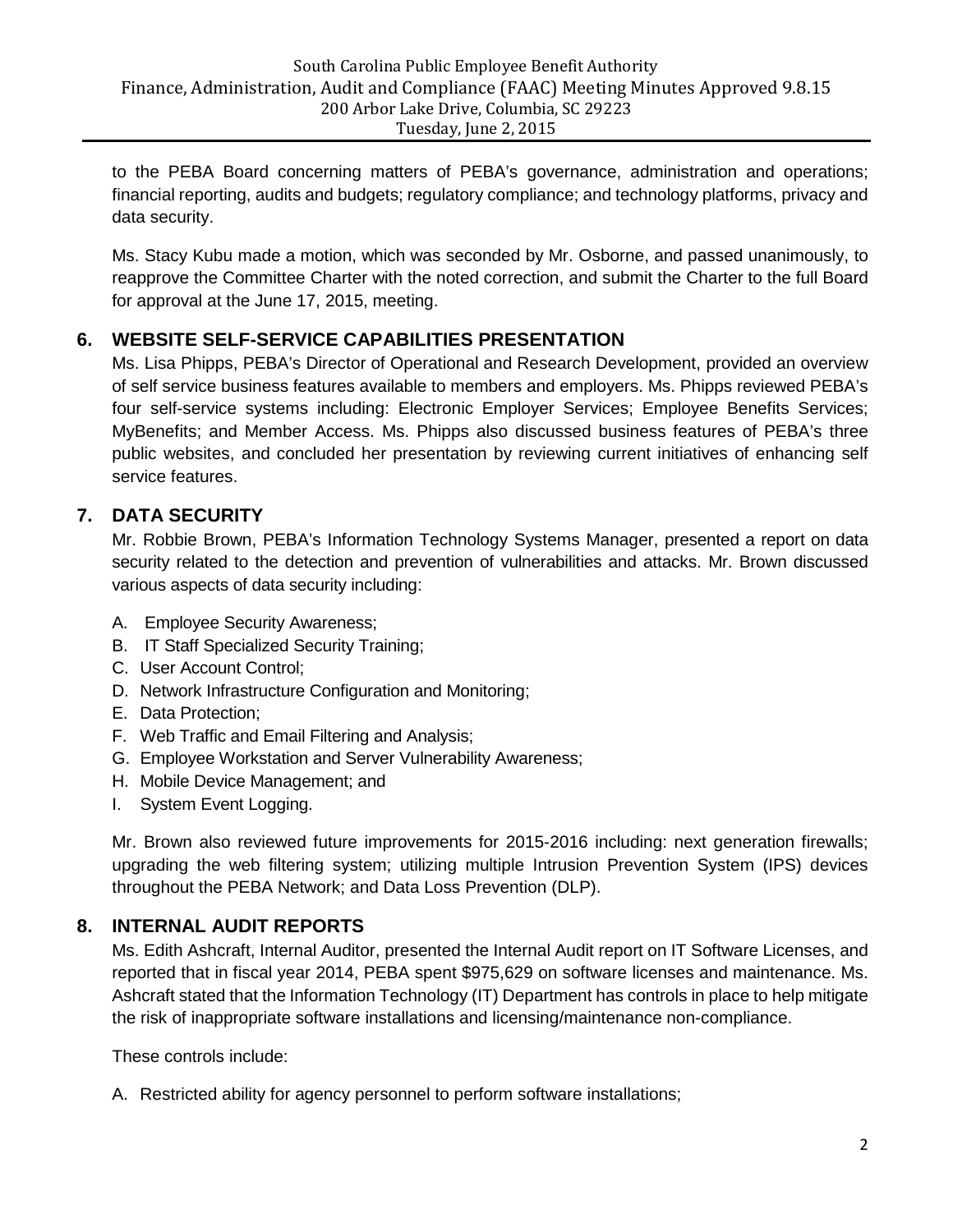to the PEBA Board concerning matters of PEBA's governance, administration and operations; financial reporting, audits and budgets; regulatory compliance; and technology platforms, privacy and data security.

Ms. Stacy Kubu made a motion, which was seconded by Mr. Osborne, and passed unanimously, to reapprove the Committee Charter with the noted correction, and submit the Charter to the full Board for approval at the June 17, 2015, meeting.

## 6. WEBSITE SELF-SERVICE CAPABILITIES PRESENTATION

Ms. Lisa Phipps, PEBA's Director of Operational and Research Development, provided an overview of self service business features available to members and employers. Ms. Phipps reviewed PEBA's four self-service systems including: Electronic Employer Services; Employee Benefits Services; MyBenefits; and Member Access. Ms. Phipps also discussed business features of PEBA's three public websites, and concluded her presentation by reviewing current initiatives of enhancing self service features.

## 7. DATA SECURITY

Mr. Robbie Brown, PEBA's Information Technology Systems Manager, presented a report on data security related to the detection and prevention of vulnerabilities and attacks. Mr. Brown discussed various aspects of data security including:

A. Employee Security Awareness;
B. IT Staff Specialized Security Training;
C. User Account Control;
D. Network Infrastructure Configuration and Monitoring;
E. Data Protection;
F. Web Traffic and Email Filtering and Analysis;
G. Employee Workstation and Server Vulnerability Awareness;
H. Mobile Device Management; and
I. System Event Logging.

Mr. Brown also reviewed future improvements for 2015-2016 including: next generation firewalls; upgrading the web filtering system; utilizing multiple Intrusion Prevention System (IPS) devices throughout the PEBA Network; and Data Loss Prevention (DLP).

## 8. INTERNAL AUDIT REPORTS

Ms. Edith Ashcraft, Internal Auditor, presented the Internal Audit report on IT Software Licenses, and reported that in fiscal year 2014, PEBA spent $975,629 on software licenses and maintenance. Ms. Ashcraft stated that the Information Technology (IT) Department has controls in place to help mitigate the risk of inappropriate software installations and licensing/maintenance non-compliance.

These controls include:

A. Restricted ability for agency personnel to perform software installations;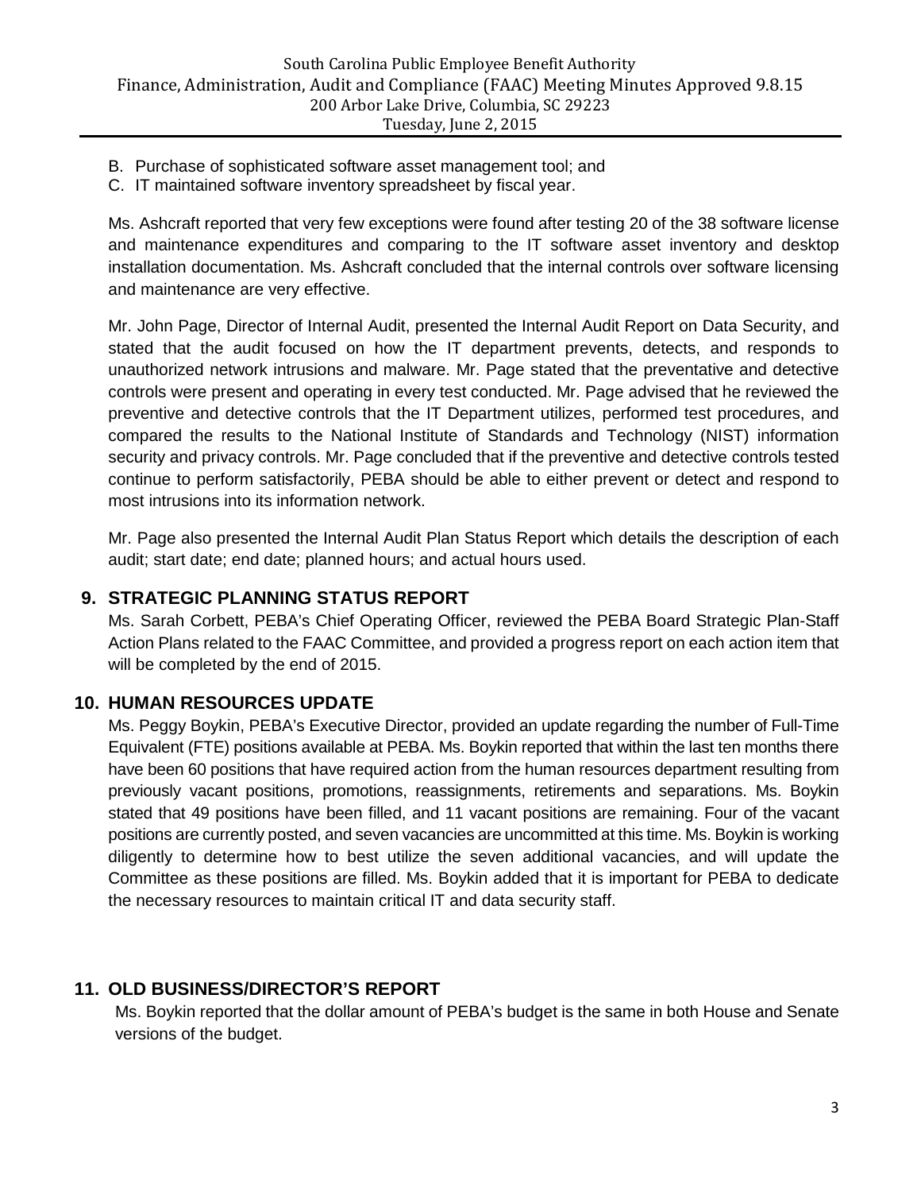B. Purchase of sophisticated software asset management tool; and
C. IT maintained software inventory spreadsheet by fiscal year.

Ms. Ashcraft reported that very few exceptions were found after testing 20 of the 38 software license and maintenance expenditures and comparing to the IT software asset inventory and desktop installation documentation. Ms. Ashcraft concluded that the internal controls over software licensing and maintenance are very effective.

Mr. John Page, Director of Internal Audit, presented the Internal Audit Report on Data Security, and stated that the audit focused on how the IT department prevents, detects, and responds to unauthorized network intrusions and malware. Mr. Page stated that the preventative and detective controls were present and operating in every test conducted. Mr. Page advised that he reviewed the preventive and detective controls that the IT Department utilizes, performed test procedures, and compared the results to the National Institute of Standards and Technology (NIST) information security and privacy controls. Mr. Page concluded that if the preventive and detective controls tested continue to perform satisfactorily, PEBA should be able to either prevent or detect and respond to most intrusions into its information network.

Mr. Page also presented the Internal Audit Plan Status Report which details the description of each audit; start date; end date; planned hours; and actual hours used.

## 9. STRATEGIC PLANNING STATUS REPORT

Ms. Sarah Corbett, PEBA's Chief Operating Officer, reviewed the PEBA Board Strategic Plan-Staff Action Plans related to the FAAC Committee, and provided a progress report on each action item that will be completed by the end of 2015.

## 10. HUMAN RESOURCES UPDATE

Ms. Peggy Boykin, PEBA's Executive Director, provided an update regarding the number of Full-Time Equivalent (FTE) positions available at PEBA. Ms. Boykin reported that within the last ten months there have been 60 positions that have required action from the human resources department resulting from previously vacant positions, promotions, reassignments, retirements and separations. Ms. Boykin stated that 49 positions have been filled, and 11 vacant positions are remaining. Four of the vacant positions are currently posted, and seven vacancies are uncommitted at this time. Ms. Boykin is working diligently to determine how to best utilize the seven additional vacancies, and will update the Committee as these positions are filled. Ms. Boykin added that it is important for PEBA to dedicate the necessary resources to maintain critical IT and data security staff.

## 11. OLD BUSINESS/DIRECTOR'S REPORT

Ms. Boykin reported that the dollar amount of PEBA's budget is the same in both House and Senate versions of the budget.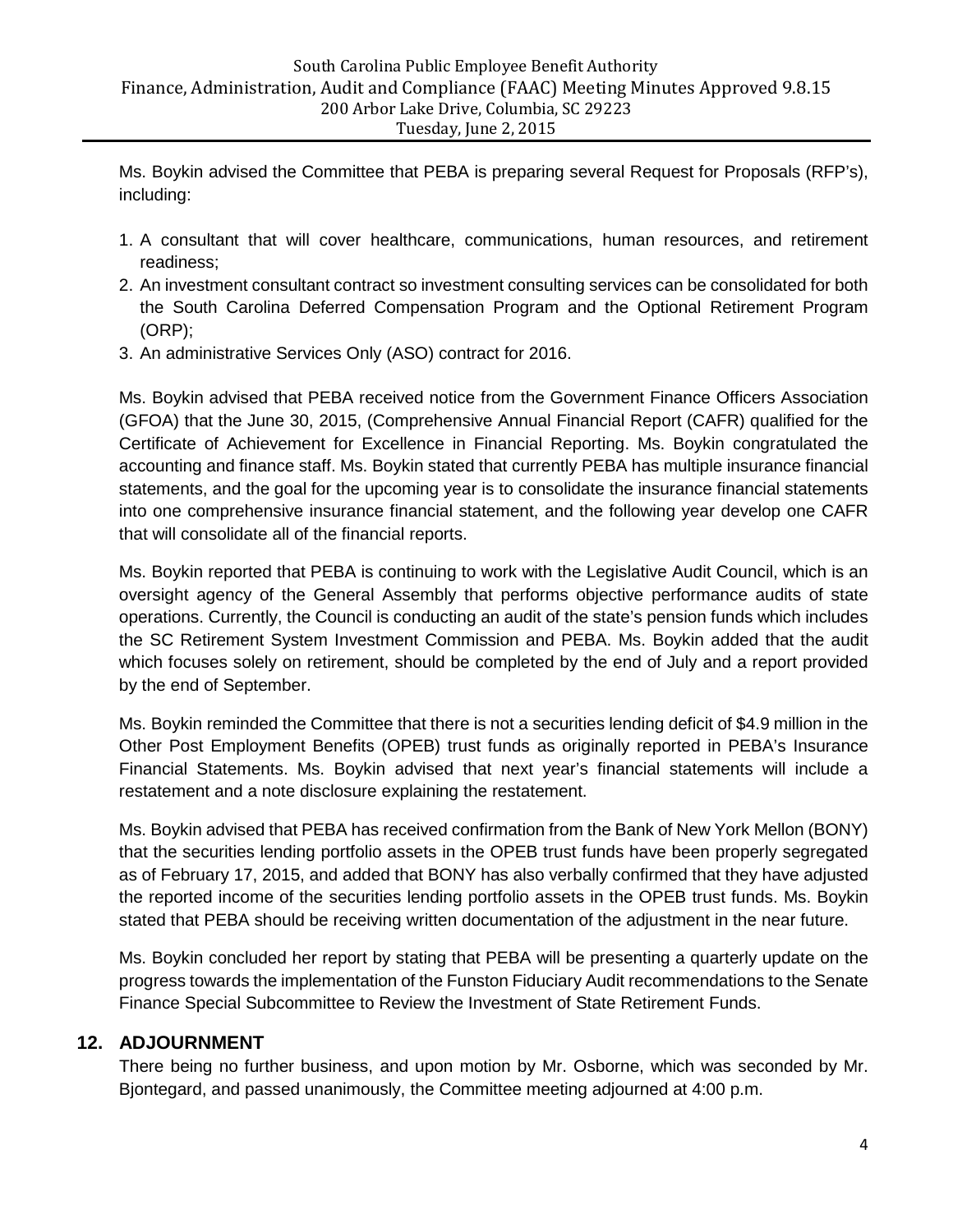Ms. Boykin advised the Committee that PEBA is preparing several Request for Proposals (RFP's), including:

1. A consultant that will cover healthcare, communications, human resources, and retirement readiness;
2. An investment consultant contract so investment consulting services can be consolidated for both the South Carolina Deferred Compensation Program and the Optional Retirement Program (ORP);
3. An administrative Services Only (ASO) contract for 2016.

Ms. Boykin advised that PEBA received notice from the Government Finance Officers Association (GFOA) that the June 30, 2015, (Comprehensive Annual Financial Report (CAFR) qualified for the Certificate of Achievement for Excellence in Financial Reporting. Ms. Boykin congratulated the accounting and finance staff. Ms. Boykin stated that currently PEBA has multiple insurance financial statements, and the goal for the upcoming year is to consolidate the insurance financial statements into one comprehensive insurance financial statement, and the following year develop one CAFR that will consolidate all of the financial reports.

Ms. Boykin reported that PEBA is continuing to work with the Legislative Audit Council, which is an oversight agency of the General Assembly that performs objective performance audits of state operations. Currently, the Council is conducting an audit of the state's pension funds which includes the SC Retirement System Investment Commission and PEBA. Ms. Boykin added that the audit which focuses solely on retirement, should be completed by the end of July and a report provided by the end of September.

Ms. Boykin reminded the Committee that there is not a securities lending deficit of $4.9 million in the Other Post Employment Benefits (OPEB) trust funds as originally reported in PEBA's Insurance Financial Statements. Ms. Boykin advised that next year's financial statements will include a restatement and a note disclosure explaining the restatement.

Ms. Boykin advised that PEBA has received confirmation from the Bank of New York Mellon (BONY) that the securities lending portfolio assets in the OPEB trust funds have been properly segregated as of February 17, 2015, and added that BONY has also verbally confirmed that they have adjusted the reported income of the securities lending portfolio assets in the OPEB trust funds. Ms. Boykin stated that PEBA should be receiving written documentation of the adjustment in the near future.

Ms. Boykin concluded her report by stating that PEBA will be presenting a quarterly update on the progress towards the implementation of the Funston Fiduciary Audit recommendations to the Senate Finance Special Subcommittee to Review the Investment of State Retirement Funds.

## 12. ADJOURNMENT

There being no further business, and upon motion by Mr. Osborne, which was seconded by Mr. Bjontegard, and passed unanimously, the Committee meeting adjourned at 4:00 p.m.